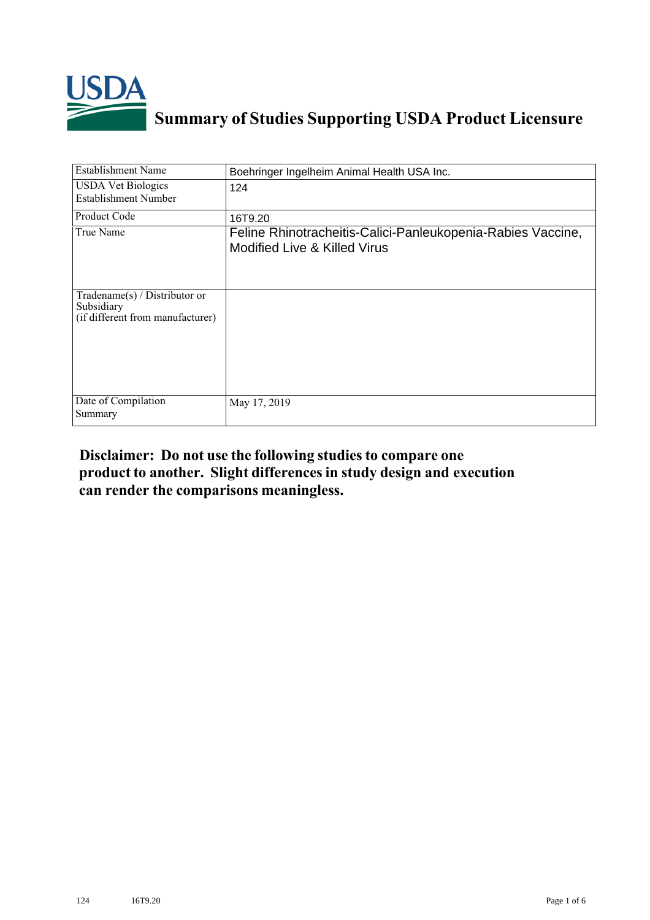# Summary of Studies Supporting USDA Product Licensure

| Establishment Name | Boehringer Ingelheim Animal Health USA Inc. |
|---|---|
| USDA Vet Biologics Establishment Number | 124 |
| Product Code | 16T9.20 |
| True Name | Feline Rhinotracheitis-Calici-Panleukopenia-Rabies Vaccine, Modified Live & Killed Virus |
| Tradename(s) / Distributor or Subsidiary (if different from manufacturer) | |
| Date of Compilation Summary | May 17, 2019 |

**Disclaimer: Do not use the following studies to compare one product to another. Slight differences in study design and execution can render the comparisons meaningless.**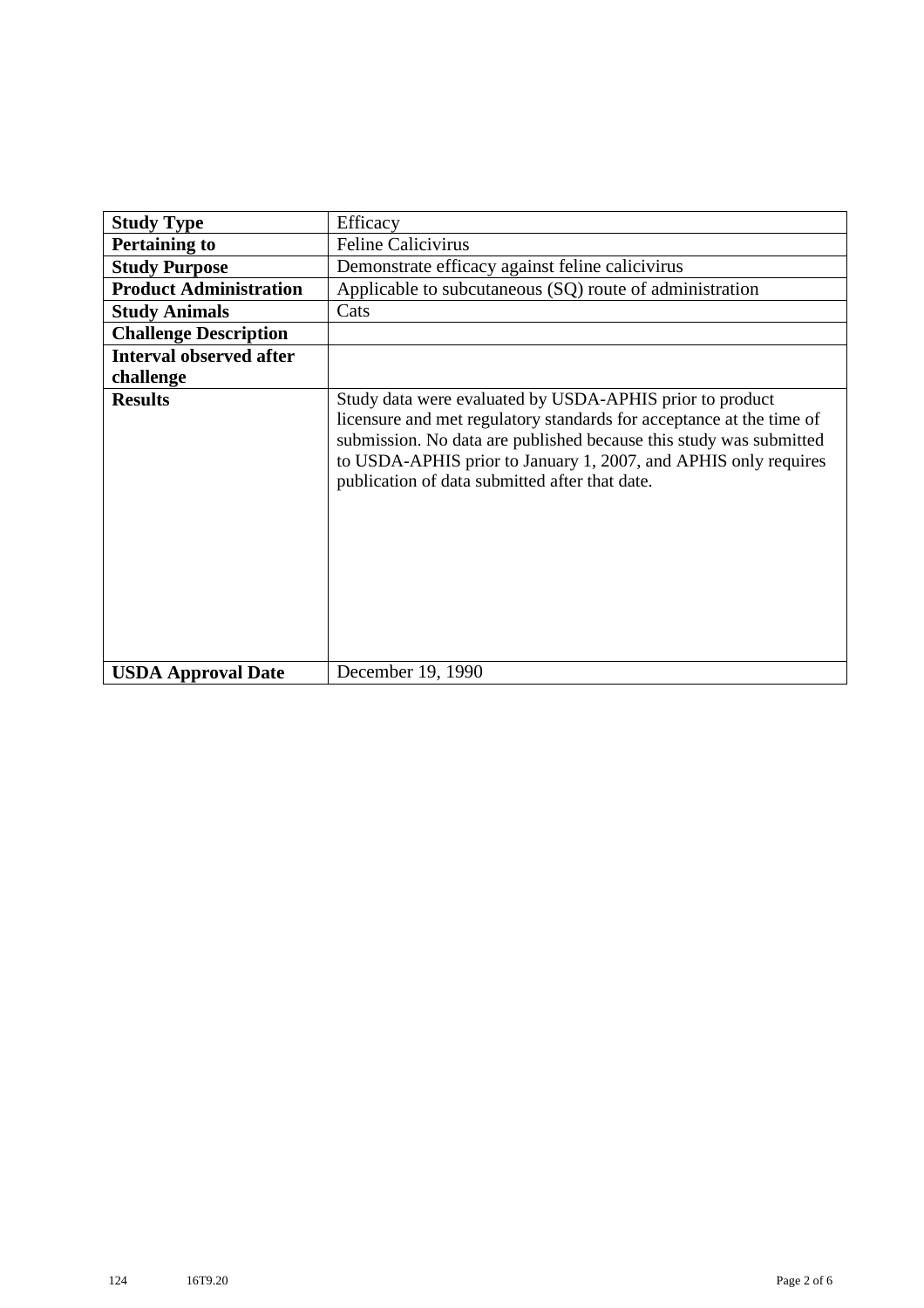| **Study Type** | Efficacy |
|---|---|
| **Pertaining to** | Feline Calicivirus |
| **Study Purpose** | Demonstrate efficacy against feline calicivirus |
| **Product Administration** | Applicable to subcutaneous (SQ) route of administration |
| **Study Animals** | Cats |
| **Challenge Description** | |
| **Interval observed after challenge** | |
| **Results** | Study data were evaluated by USDA-APHIS prior to product licensure and met regulatory standards for acceptance at the time of submission. No data are published because this study was submitted to USDA-APHIS prior to January 1, 2007, and APHIS only requires publication of data submitted after that date. |
| **USDA Approval Date** | December 19, 1990 |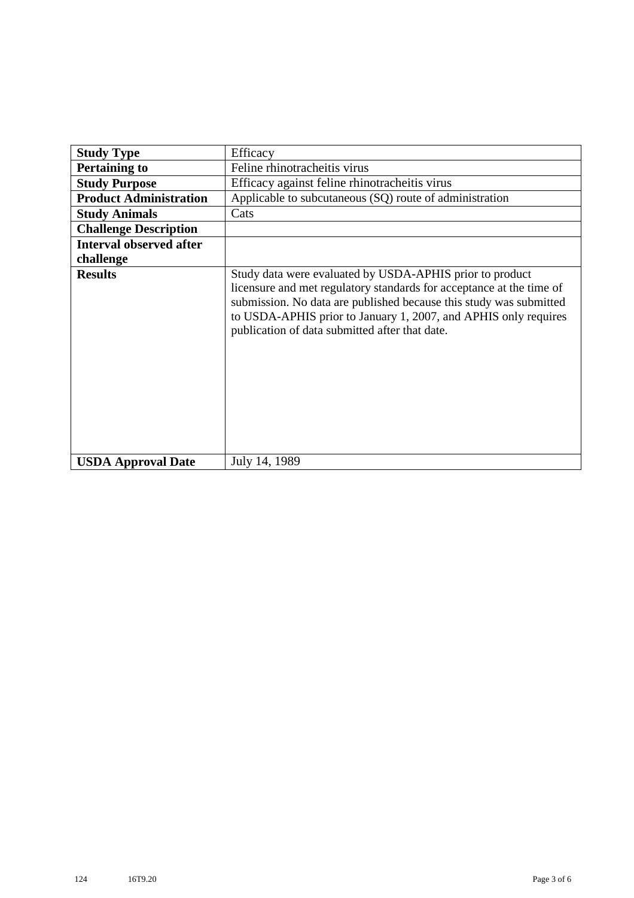| **Study Type** | Efficacy |
|---|---|
| **Pertaining to** | Feline rhinotracheitis virus |
| **Study Purpose** | Efficacy against feline rhinotracheitis virus |
| **Product Administration** | Applicable to subcutaneous (SQ) route of administration |
| **Study Animals** | Cats |
| **Challenge Description** | |
| **Interval observed after challenge** | |
| **Results** | Study data were evaluated by USDA-APHIS prior to product licensure and met regulatory standards for acceptance at the time of submission. No data are published because this study was submitted to USDA-APHIS prior to January 1, 2007, and APHIS only requires publication of data submitted after that date. |
| **USDA Approval Date** | July 14, 1989 |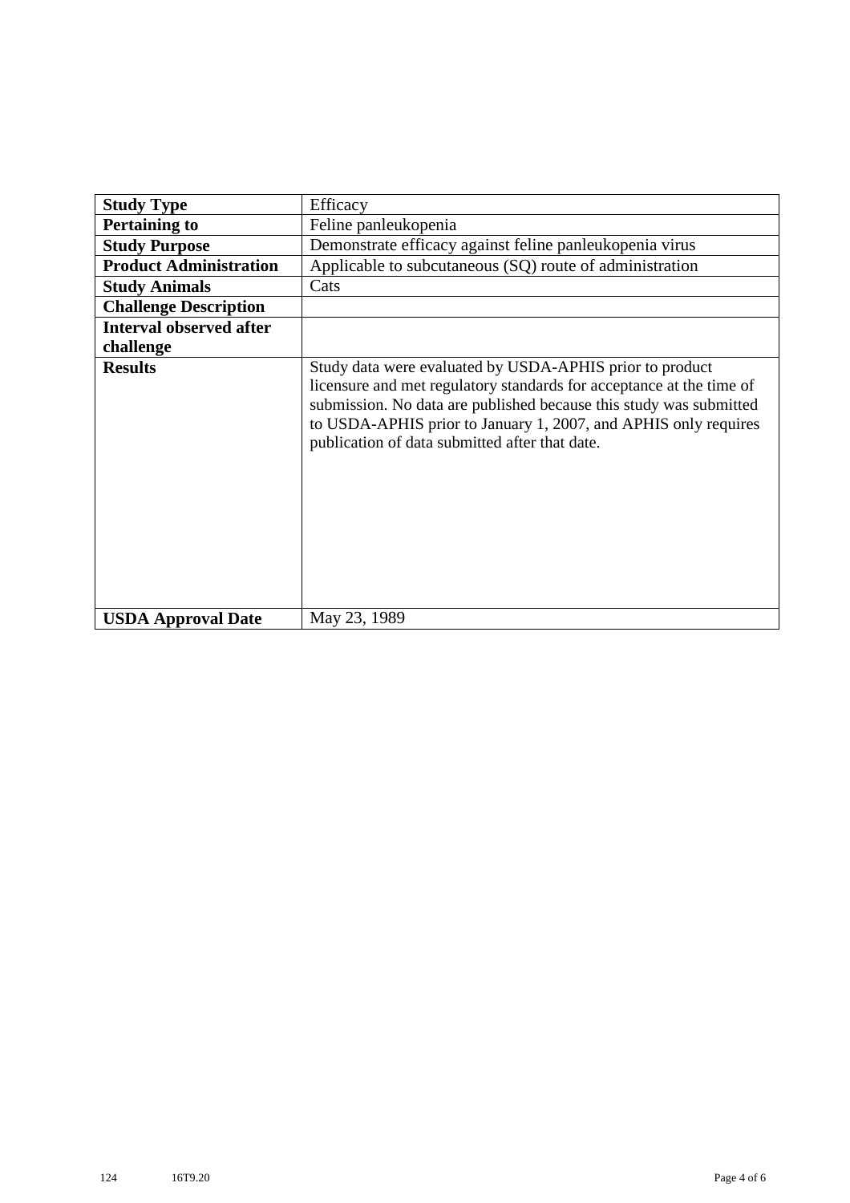| | |
|---|---|
| **Study Type** | Efficacy |
| **Pertaining to** | Feline panleukopenia |
| **Study Purpose** | Demonstrate efficacy against feline panleukopenia virus |
| **Product Administration** | Applicable to subcutaneous (SQ) route of administration |
| **Study Animals** | Cats |
| **Challenge Description** | |
| **Interval observed after challenge** | |
| **Results** | Study data were evaluated by USDA-APHIS prior to product licensure and met regulatory standards for acceptance at the time of submission. No data are published because this study was submitted to USDA-APHIS prior to January 1, 2007, and APHIS only requires publication of data submitted after that date. |
| **USDA Approval Date** | May 23, 1989 |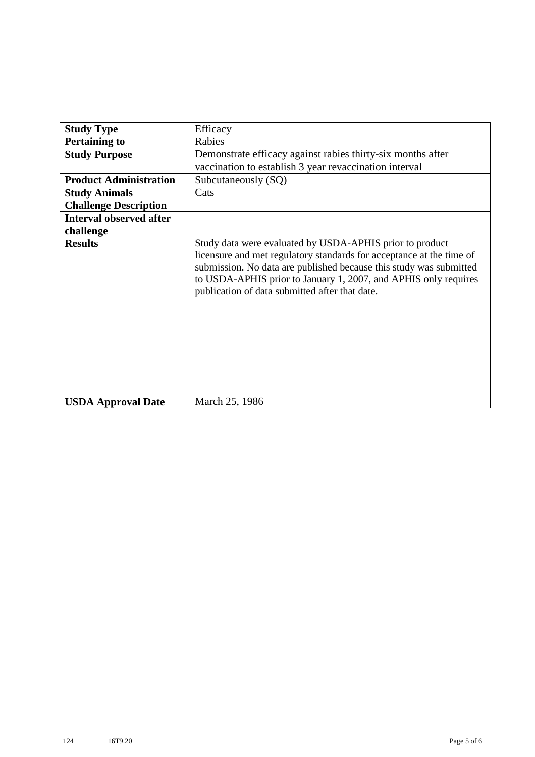| Study Type | Efficacy |
|---|---|
| **Pertaining to** | Rabies |
| **Study Purpose** | Demonstrate efficacy against rabies thirty-six months after vaccination to establish 3 year revaccination interval |
| **Product Administration** | Subcutaneously (SQ) |
| **Study Animals** | Cats |
| **Challenge Description** | |
| **Interval observed after challenge** | |
| **Results** | Study data were evaluated by USDA-APHIS prior to product licensure and met regulatory standards for acceptance at the time of submission. No data are published because this study was submitted to USDA-APHIS prior to January 1, 2007, and APHIS only requires publication of data submitted after that date. |
| **USDA Approval Date** | March 25, 1986 |

124 16T9.20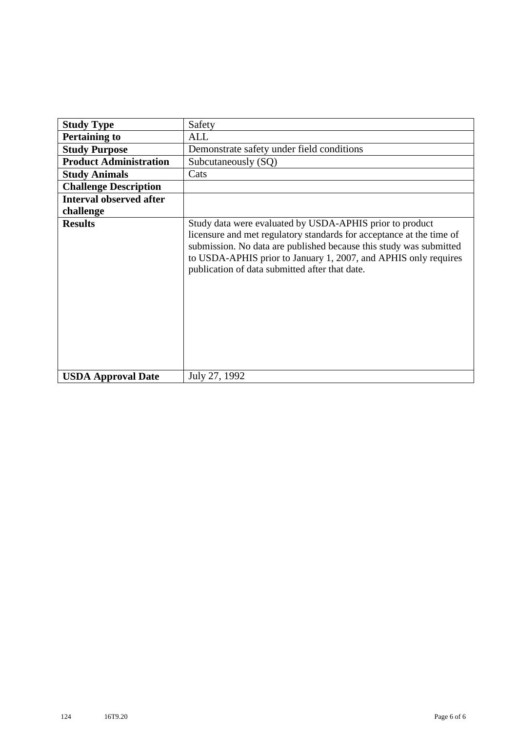| | |
|---|---|
| **Study Type** | Safety |
| **Pertaining to** | ALL |
| **Study Purpose** | Demonstrate safety under field conditions |
| **Product Administration** | Subcutaneously (SQ) |
| **Study Animals** | Cats |
| **Challenge Description** | |
| **Interval observed after challenge** | |
| **Results** | Study data were evaluated by USDA-APHIS prior to product licensure and met regulatory standards for acceptance at the time of submission. No data are published because this study was submitted to USDA-APHIS prior to January 1, 2007, and APHIS only requires publication of data submitted after that date. |
| **USDA Approval Date** | July 27, 1992 |

124 16T9.20